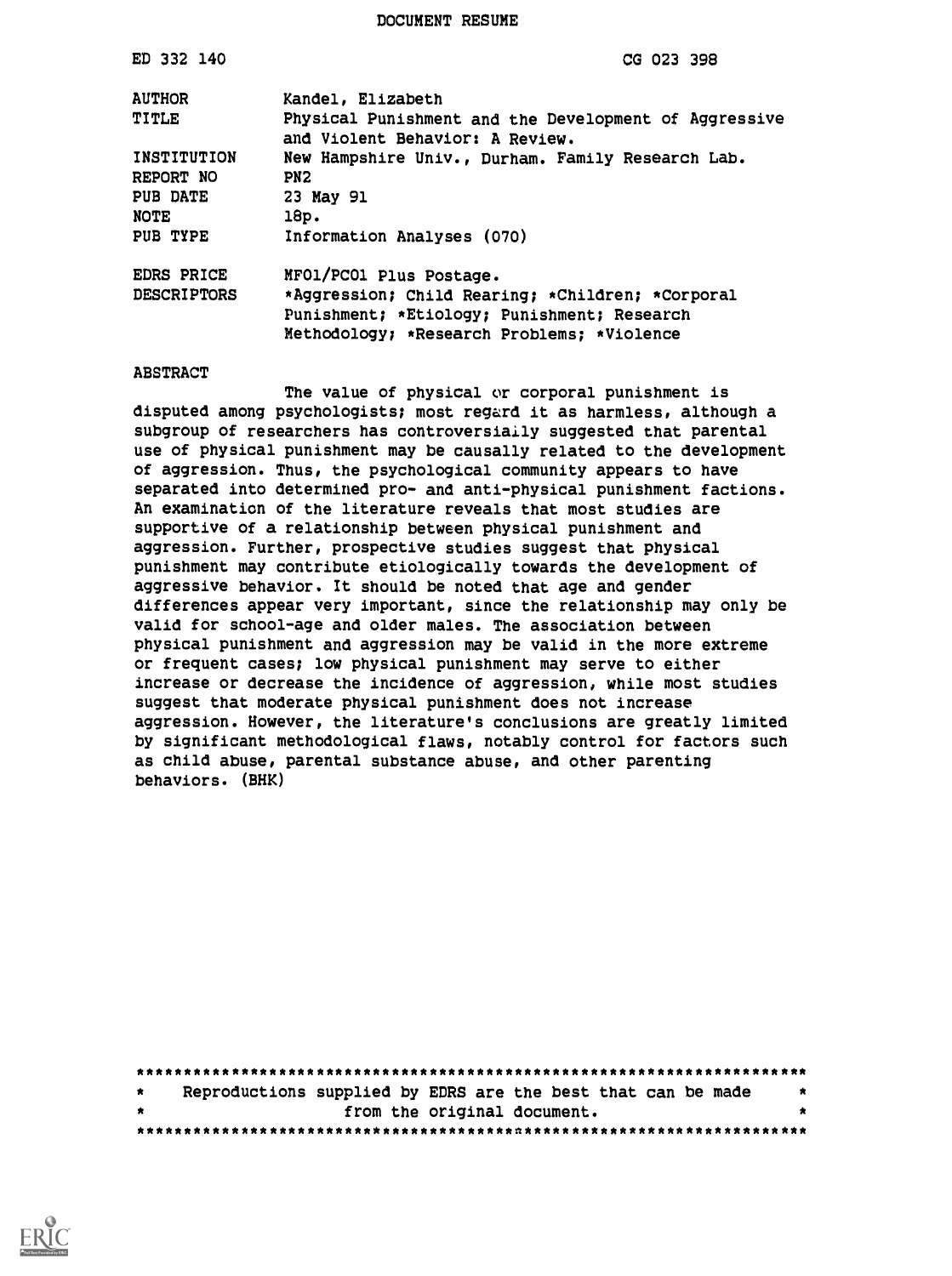# DOCUMENT RESUME

| | |
|---|---|
| ED 332 140 | CG 023 398 |
| AUTHOR | Kandel, Elizabeth |
| TITLE | Physical Punishment and the Development of Aggressive and Violent Behavior: A Review. |
| INSTITUTION | New Hampshire Univ., Durham. Family Research Lab. |
| REPORT NO | PN2 |
| PUB DATE | 23 May 91 |
| NOTE | 18p. |
| PUB TYPE | Information Analyses (070) |
| EDRS PRICE | MF01/PC01 Plus Postage. |
| DESCRIPTORS | *Aggression; Child Rearing; *Children; *Corporal Punishment; *Etiology; Punishment; Research Methodology; *Research Problems; *Violence |

## ABSTRACT

The value of physical or corporal punishment is disputed among psychologists; most regard it as harmless, although a subgroup of researchers has controversially suggested that parental use of physical punishment may be causally related to the development of aggression. Thus, the psychological community appears to have separated into determined pro- and anti-physical punishment factions. An examination of the literature reveals that most studies are supportive of a relationship between physical punishment and aggression. Further, prospective studies suggest that physical punishment may contribute etiologically towards the development of aggressive behavior. It should be noted that age and gender differences appear very important, since the relationship may only be valid for school-age and older males. The association between physical punishment and aggression may be valid in the more extreme or frequent cases; low physical punishment may serve to either increase or decrease the incidence of aggression, while most studies suggest that moderate physical punishment does not increase aggression. However, the literature's conclusions are greatly limited by significant methodological flaws, notably control for factors such as child abuse, parental substance abuse, and other parenting behaviors. (BHK)

***********************************************************************
* Reproductions supplied by EDRS are the best that can be made *
* from the original document. *
***********************************************************************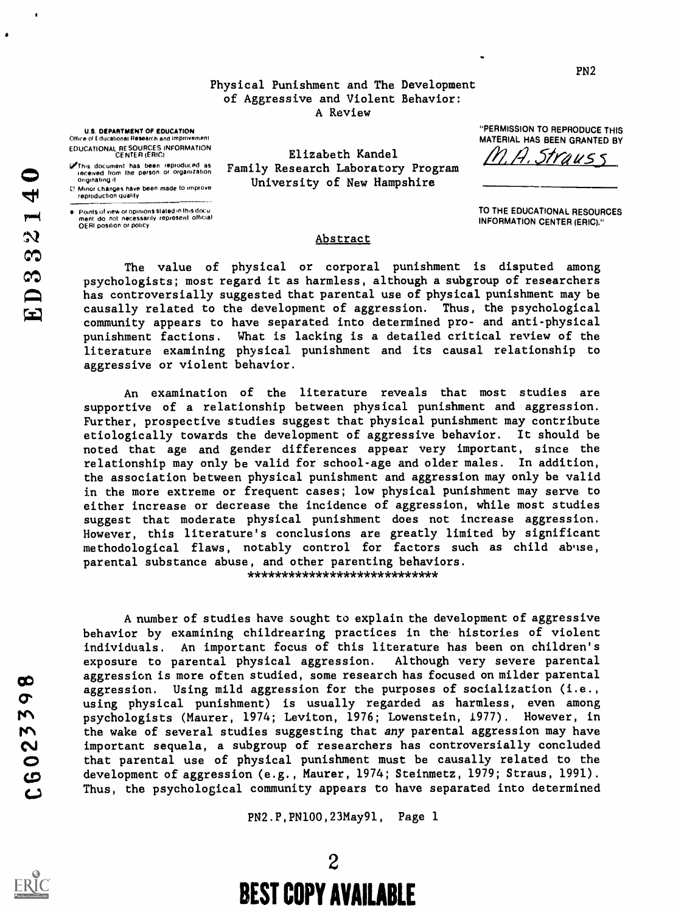# Physical Punishment and The Development of Aggressive and Violent Behavior: A Review

Elizabeth Kandel
Family Research Laboratory Program
University of New Hampshire

## Abstract

The value of physical or corporal punishment is disputed among psychologists; most regard it as harmless, although a subgroup of researchers has controversially suggested that parental use of physical punishment may be causally related to the development of aggression. Thus, the psychological community appears to have separated into determined pro- and anti-physical punishment factions. What is lacking is a detailed critical review of the literature examining physical punishment and its causal relationship to aggressive or violent behavior.

An examination of the literature reveals that most studies are supportive of a relationship between physical punishment and aggression. Further, prospective studies suggest that physical punishment may contribute etiologically towards the development of aggressive behavior. It should be noted that age and gender differences appear very important, since the relationship may only be valid for school-age and older males. In addition, the association between physical punishment and aggression may only be valid in the more extreme or frequent cases; low physical punishment may serve to either increase or decrease the incidence of aggression, while most studies suggest that moderate physical punishment does not increase aggression. However, this literature's conclusions are greatly limited by significant methodological flaws, notably control for factors such as child abuse, parental substance abuse, and other parenting behaviors.

***************************

A number of studies have sought to explain the development of aggressive behavior by examining childrearing practices in the histories of violent individuals. An important focus of this literature has been on children's exposure to parental physical aggression. Although very severe parental aggression is more often studied, some research has focused on milder parental aggression. Using mild aggression for the purposes of socialization (i.e., using physical punishment) is usually regarded as harmless, even among psychologists (Maurer, 1974; Leviton, 1976; Lowenstein, 1977). However, in the wake of several studies suggesting that *any* parental aggression may have important sequela, a subgroup of researchers has controversially concluded that parental use of physical punishment must be causally related to the development of aggression (e.g., Maurer, 1974; Steinmetz, 1979; Straus, 1991). Thus, the psychological community appears to have separated into determined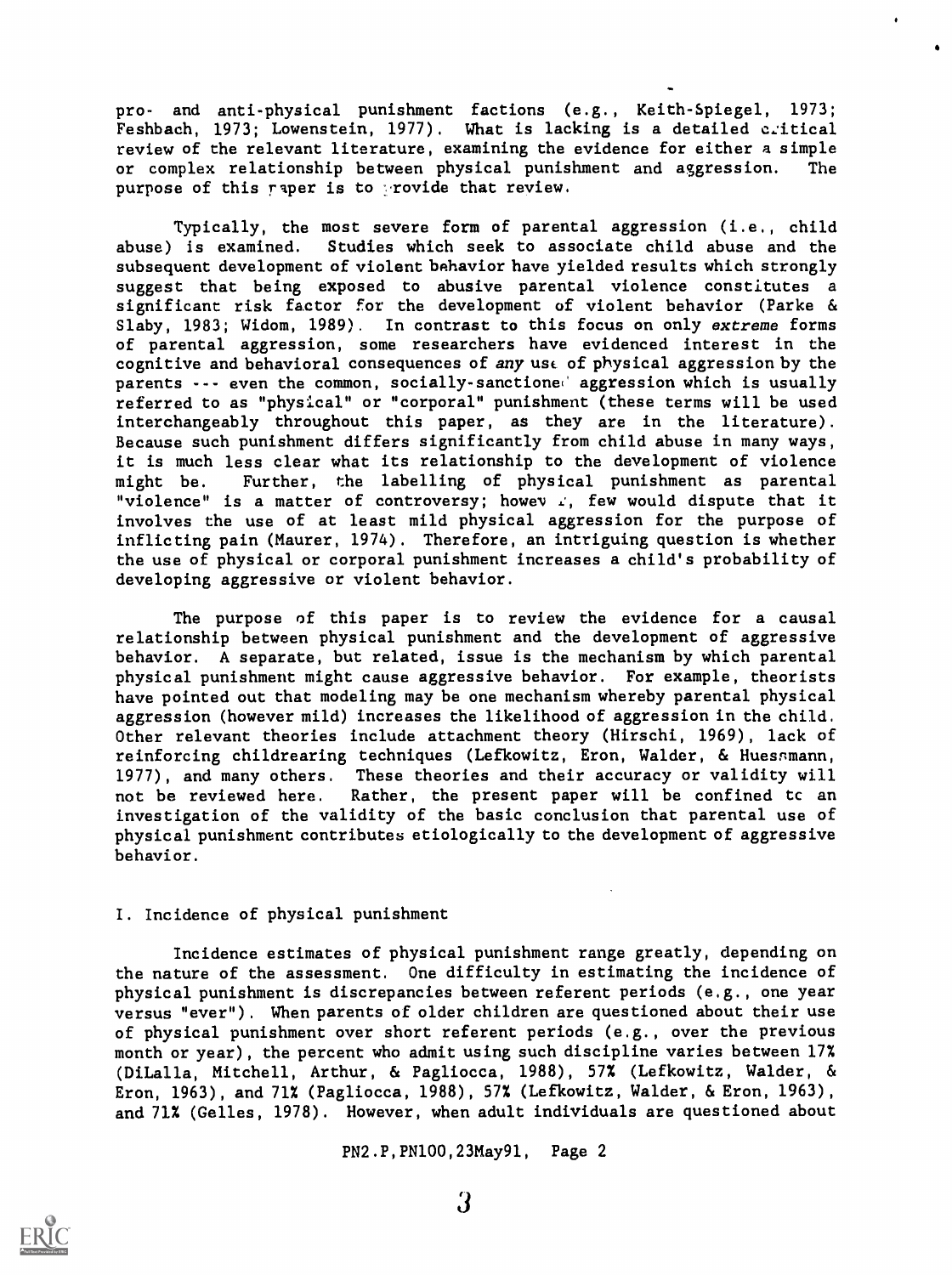pro- and anti-physical punishment factions (e.g., Keith-Spiegel, 1973; Feshbach, 1973; Lowenstein, 1977). What is lacking is a detailed critical review of the relevant literature, examining the evidence for either a simple or complex relationship between physical punishment and aggression. The purpose of this paper is to provide that review.

Typically, the most severe form of parental aggression (i.e., child abuse) is examined. Studies which seek to associate child abuse and the subsequent development of violent behavior have yielded results which strongly suggest that being exposed to abusive parental violence constitutes a significant risk factor for the development of violent behavior (Parke & Slaby, 1983; Widom, 1989). In contrast to this focus on only *extreme* forms of parental aggression, some researchers have evidenced interest in the cognitive and behavioral consequences of *any* use of physical aggression by the parents --- even the common, socially-sanctioned aggression which is usually referred to as "physical" or "corporal" punishment (these terms will be used interchangeably throughout this paper, as they are in the literature). Because such punishment differs significantly from child abuse in many ways, it is much less clear what its relationship to the development of violence might be. Further, the labelling of physical punishment as parental "violence" is a matter of controversy; however, few would dispute that it involves the use of at least mild physical aggression for the purpose of inflicting pain (Maurer, 1974). Therefore, an intriguing question is whether the use of physical or corporal punishment increases a child's probability of developing aggressive or violent behavior.

The purpose of this paper is to review the evidence for a causal relationship between physical punishment and the development of aggressive behavior. A separate, but related, issue is the mechanism by which parental physical punishment might cause aggressive behavior. For example, theorists have pointed out that modeling may be one mechanism whereby parental physical aggression (however mild) increases the likelihood of aggression in the child. Other relevant theories include attachment theory (Hirschi, 1969), lack of reinforcing childrearing techniques (Lefkowitz, Eron, Walder, & Huesmann, 1977), and many others. These theories and their accuracy or validity will not be reviewed here. Rather, the present paper will be confined to an investigation of the validity of the basic conclusion that parental use of physical punishment contributes etiologically to the development of aggressive behavior.

## I. Incidence of physical punishment

Incidence estimates of physical punishment range greatly, depending on the nature of the assessment. One difficulty in estimating the incidence of physical punishment is discrepancies between referent periods (e.g., one year versus "ever"). When parents of older children are questioned about their use of physical punishment over short referent periods (e.g., over the previous month or year), the percent who admit using such discipline varies between 17% (DiLalla, Mitchell, Arthur, & Pagliocca, 1988), 57% (Lefkowitz, Walder, & Eron, 1963), and 71% (Pagliocca, 1988), 57% (Lefkowitz, Walder, & Eron, 1963), and 71% (Gelles, 1978). However, when adult individuals are questioned about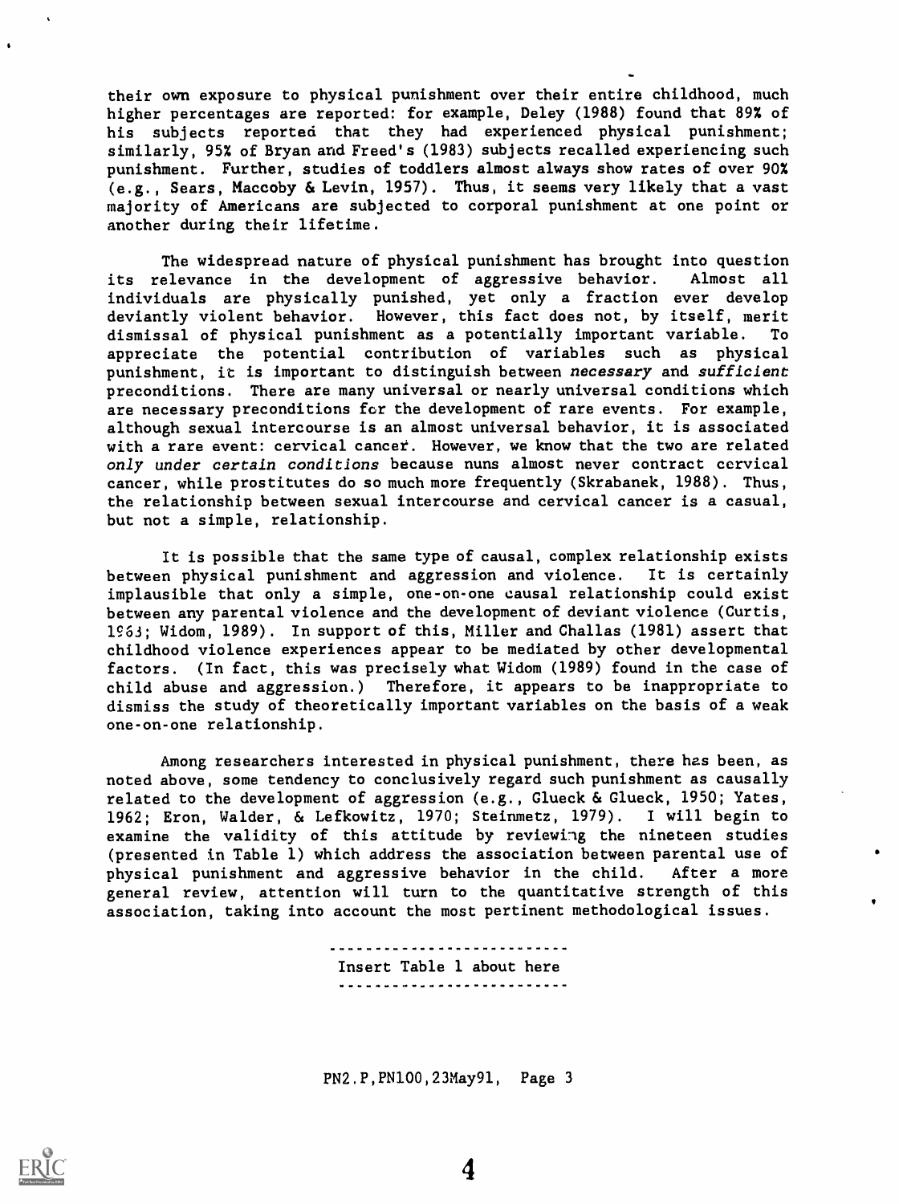their own exposure to physical punishment over their entire childhood, much higher percentages are reported: for example, Deley (1988) found that 89% of his subjects reported that they had experienced physical punishment; similarly, 95% of Bryan and Freed's (1983) subjects recalled experiencing such punishment. Further, studies of toddlers almost always show rates of over 90% (e.g., Sears, Maccoby & Levin, 1957). Thus, it seems very likely that a vast majority of Americans are subjected to corporal punishment at one point or another during their lifetime.

The widespread nature of physical punishment has brought into question its relevance in the development of aggressive behavior. Almost all individuals are physically punished, yet only a fraction ever develop deviantly violent behavior. However, this fact does not, by itself, merit dismissal of physical punishment as a potentially important variable. To appreciate the potential contribution of variables such as physical punishment, it is important to distinguish between *necessary* and *sufficient* preconditions. There are many universal or nearly universal conditions which are necessary preconditions for the development of rare events. For example, although sexual intercourse is an almost universal behavior, it is associated with a rare event: cervical cancer. However, we know that the two are related *only under certain conditions* because nuns almost never contract cervical cancer, while prostitutes do so much more frequently (Skrabanek, 1988). Thus, the relationship between sexual intercourse and cervical cancer is a casual, but not a simple, relationship.

It is possible that the same type of causal, complex relationship exists between physical punishment and aggression and violence. It is certainly implausible that only a simple, one-on-one causal relationship could exist between any parental violence and the development of deviant violence (Curtis, 1963; Widom, 1989). In support of this, Miller and Challas (1981) assert that childhood violence experiences appear to be mediated by other developmental factors. (In fact, this was precisely what Widom (1989) found in the case of child abuse and aggression.) Therefore, it appears to be inappropriate to dismiss the study of theoretically important variables on the basis of a weak one-on-one relationship.

Among researchers interested in physical punishment, there has been, as noted above, some tendency to conclusively regard such punishment as causally related to the development of aggression (e.g., Glueck & Glueck, 1950; Yates, 1962; Eron, Walder, & Lefkowitz, 1970; Steinmetz, 1979). I will begin to examine the validity of this attitude by reviewing the nineteen studies (presented in Table 1) which address the association between parental use of physical punishment and aggressive behavior in the child. After a more general review, attention will turn to the quantitative strength of this association, taking into account the most pertinent methodological issues.

---

Insert Table 1 about here

---

PN2.P,PN100,23May91, Page 3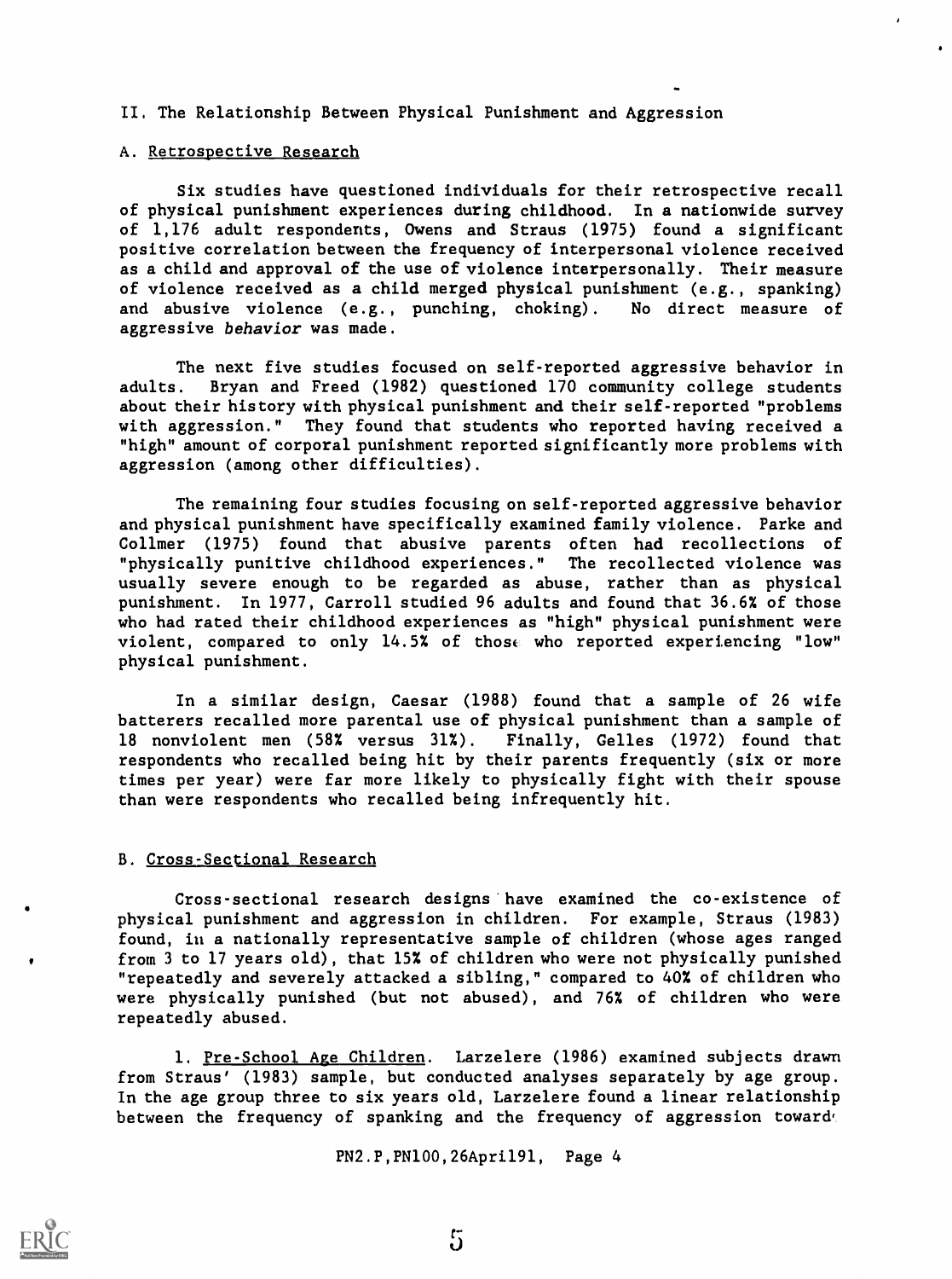## II. The Relationship Between Physical Punishment and Aggression

### A. Retrospective Research

Six studies have questioned individuals for their retrospective recall of physical punishment experiences during childhood. In a nationwide survey of 1,176 adult respondents, Owens and Straus (1975) found a significant positive correlation between the frequency of interpersonal violence received as a child and approval of the use of violence interpersonally. Their measure of violence received as a child merged physical punishment (e.g., spanking) and abusive violence (e.g., punching, choking). No direct measure of aggressive *behavior* was made.

The next five studies focused on self-reported aggressive behavior in adults. Bryan and Freed (1982) questioned 170 community college students about their history with physical punishment and their self-reported "problems with aggression." They found that students who reported having received a "high" amount of corporal punishment reported significantly more problems with aggression (among other difficulties).

The remaining four studies focusing on self-reported aggressive behavior and physical punishment have specifically examined family violence. Parke and Collmer (1975) found that abusive parents often had recollections of "physically punitive childhood experiences." The recollected violence was usually severe enough to be regarded as abuse, rather than as physical punishment. In 1977, Carroll studied 96 adults and found that 36.6% of those who had rated their childhood experiences as "high" physical punishment were violent, compared to only 14.5% of those who reported experiencing "low" physical punishment.

In a similar design, Caesar (1988) found that a sample of 26 wife batterers recalled more parental use of physical punishment than a sample of 18 nonviolent men (58% versus 31%). Finally, Gelles (1972) found that respondents who recalled being hit by their parents frequently (six or more times per year) were far more likely to physically fight with their spouse than were respondents who recalled being infrequently hit.

### B. Cross-Sectional Research

Cross-sectional research designs have examined the co-existence of physical punishment and aggression in children. For example, Straus (1983) found, in a nationally representative sample of children (whose ages ranged from 3 to 17 years old), that 15% of children who were not physically punished "repeatedly and severely attacked a sibling," compared to 40% of children who were physically punished (but not abused), and 76% of children who were repeatedly abused.

1. Pre-School Age Children. Larzelere (1986) examined subjects drawn from Straus' (1983) sample, but conducted analyses separately by age group. In the age group three to six years old, Larzelere found a linear relationship between the frequency of spanking and the frequency of aggression toward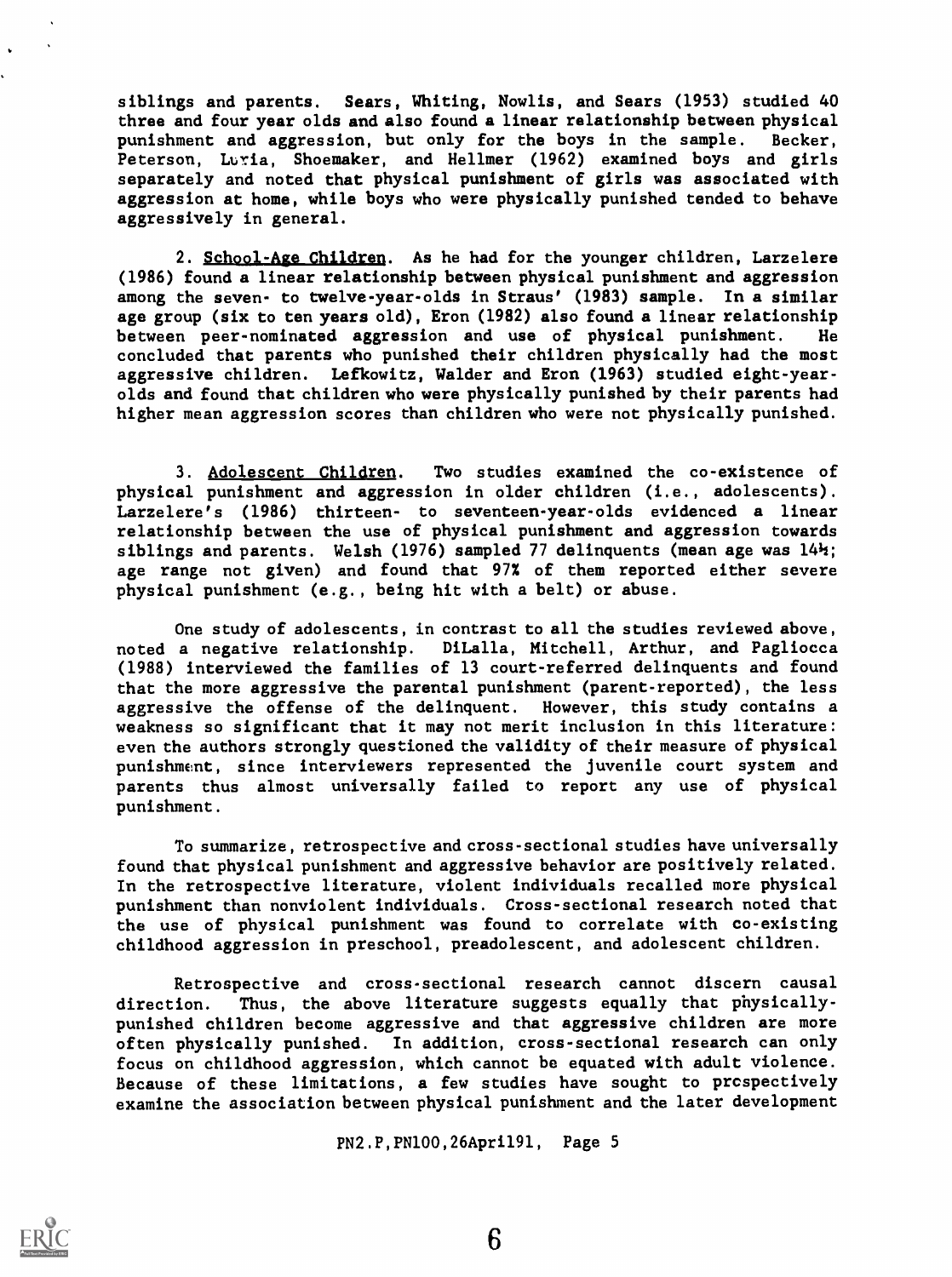siblings and parents. Sears, Whiting, Nowlis, and Sears (1953) studied 40 three and four year olds and also found a linear relationship between physical punishment and aggression, but only for the boys in the sample. Becker, Peterson, Luria, Shoemaker, and Hellmer (1962) examined boys and girls separately and noted that physical punishment of girls was associated with aggression at home, while boys who were physically punished tended to behave aggressively in general.

2. <u>School-Age Children</u>. As he had for the younger children, Larzelere (1986) found a linear relationship between physical punishment and aggression among the seven- to twelve-year-olds in Straus' (1983) sample. In a similar age group (six to ten years old), Eron (1982) also found a linear relationship between peer-nominated aggression and use of physical punishment. He concluded that parents who punished their children physically had the most aggressive children. Lefkowitz, Walder and Eron (1963) studied eight-year-olds and found that children who were physically punished by their parents had higher mean aggression scores than children who were not physically punished.

3. <u>Adolescent Children</u>. Two studies examined the co-existence of physical punishment and aggression in older children (i.e., adolescents). Larzelere's (1986) thirteen- to seventeen-year-olds evidenced a linear relationship between the use of physical punishment and aggression towards siblings and parents. Welsh (1976) sampled 77 delinquents (mean age was 14½; age range not given) and found that 97% of them reported either severe physical punishment (e.g., being hit with a belt) or abuse.

One study of adolescents, in contrast to all the studies reviewed above, noted a negative relationship. DiLalla, Mitchell, Arthur, and Pagliocca (1988) interviewed the families of 13 court-referred delinquents and found that the more aggressive the parental punishment (parent-reported), the less aggressive the offense of the delinquent. However, this study contains a weakness so significant that it may not merit inclusion in this literature: even the authors strongly questioned the validity of their measure of physical punishment, since interviewers represented the juvenile court system and parents thus almost universally failed to report any use of physical punishment.

To summarize, retrospective and cross-sectional studies have universally found that physical punishment and aggressive behavior are positively related. In the retrospective literature, violent individuals recalled more physical punishment than nonviolent individuals. Cross-sectional research noted that the use of physical punishment was found to correlate with co-existing childhood aggression in preschool, preadolescent, and adolescent children.

Retrospective and cross-sectional research cannot discern causal direction. Thus, the above literature suggests equally that physically-punished children become aggressive and that aggressive children are more often physically punished. In addition, cross-sectional research can only focus on childhood aggression, which cannot be equated with adult violence. Because of these limitations, a few studies have sought to prospectively examine the association between physical punishment and the later development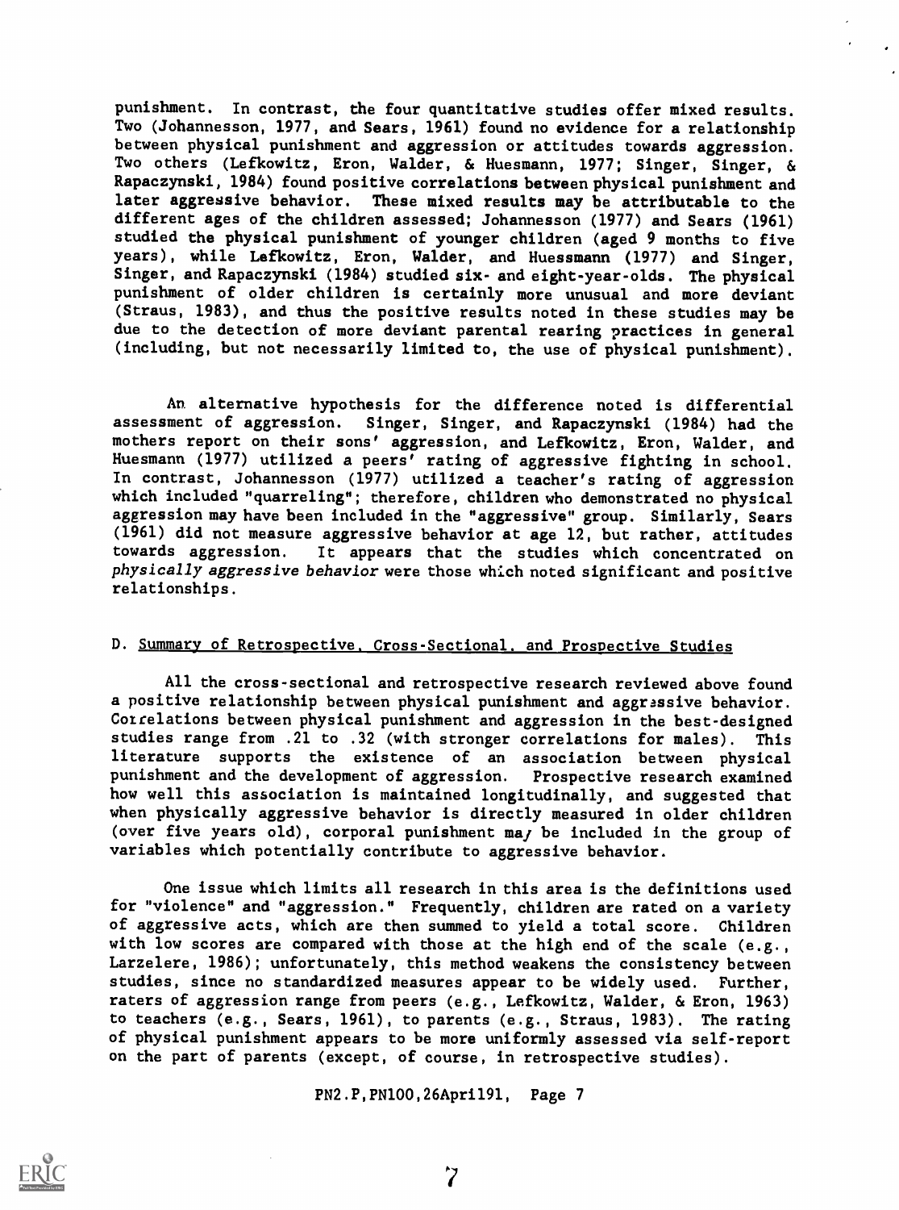punishment. In contrast, the four quantitative studies offer mixed results. Two (Johannesson, 1977, and Sears, 1961) found no evidence for a relationship between physical punishment and aggression or attitudes towards aggression. Two others (Lefkowitz, Eron, Walder, & Huesmann, 1977; Singer, Singer, & Rapaczynski, 1984) found positive correlations between physical punishment and later aggressive behavior. These mixed results may be attributable to the different ages of the children assessed; Johannesson (1977) and Sears (1961) studied the physical punishment of younger children (aged 9 months to five years), while Lefkowitz, Eron, Walder, and Huessmann (1977) and Singer, Singer, and Rapaczynski (1984) studied six- and eight-year-olds. The physical punishment of older children is certainly more unusual and more deviant (Straus, 1983), and thus the positive results noted in these studies may be due to the detection of more deviant parental rearing practices in general (including, but not necessarily limited to, the use of physical punishment).

An alternative hypothesis for the difference noted is differential assessment of aggression. Singer, Singer, and Rapaczynski (1984) had the mothers report on their sons' aggression, and Lefkowitz, Eron, Walder, and Huesmann (1977) utilized a peers' rating of aggressive fighting in school. In contrast, Johannesson (1977) utilized a teacher's rating of aggression which included "quarreling"; therefore, children who demonstrated no physical aggression may have been included in the "aggressive" group. Similarly, Sears (1961) did not measure aggressive behavior at age 12, but rather, attitudes towards aggression. It appears that the studies which concentrated on *physically aggressive behavior* were those which noted significant and positive relationships.

## D. Summary of Retrospective, Cross-Sectional, and Prospective Studies

All the cross-sectional and retrospective research reviewed above found a positive relationship between physical punishment and aggressive behavior. Correlations between physical punishment and aggression in the best-designed studies range from .21 to .32 (with stronger correlations for males). This literature supports the existence of an association between physical punishment and the development of aggression. Prospective research examined how well this association is maintained longitudinally, and suggested that when physically aggressive behavior is directly measured in older children (over five years old), corporal punishment may be included in the group of variables which potentially contribute to aggressive behavior.

One issue which limits all research in this area is the definitions used for "violence" and "aggression." Frequently, children are rated on a variety of aggressive acts, which are then summed to yield a total score. Children with low scores are compared with those at the high end of the scale (e.g., Larzelere, 1986); unfortunately, this method weakens the consistency between studies, since no standardized measures appear to be widely used. Further, raters of aggression range from peers (e.g., Lefkowitz, Walder, & Eron, 1963) to teachers (e.g., Sears, 1961), to parents (e.g., Straus, 1983). The rating of physical punishment appears to be more uniformly assessed via self-report on the part of parents (except, of course, in retrospective studies).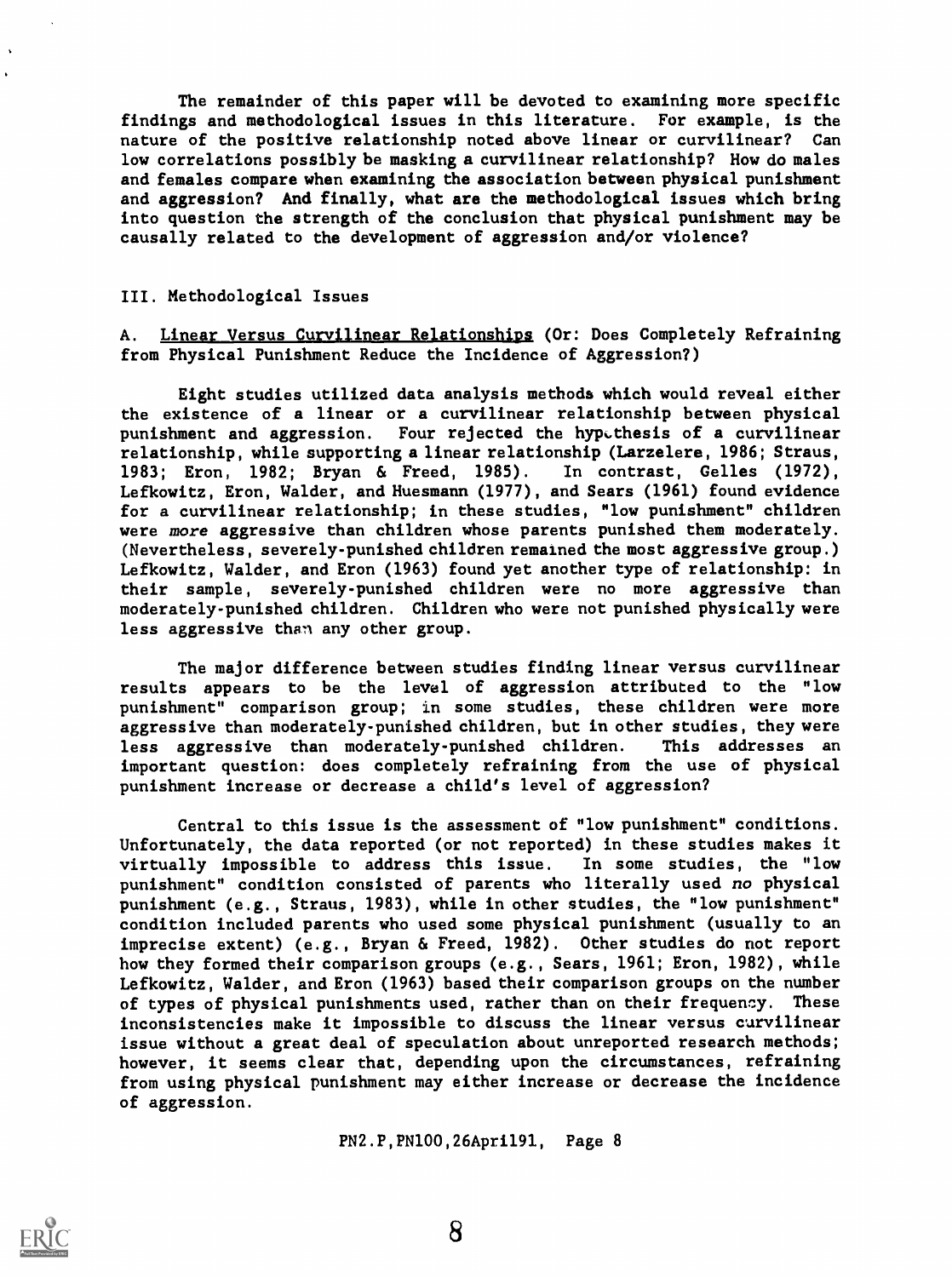The remainder of this paper will be devoted to examining more specific findings and methodological issues in this literature. For example, is the nature of the positive relationship noted above linear or curvilinear? Can low correlations possibly be masking a curvilinear relationship? How do males and females compare when examining the association between physical punishment and aggression? And finally, what are the methodological issues which bring into question the strength of the conclusion that physical punishment may be causally related to the development of aggression and/or violence?

## III. Methodological Issues

### A. Linear Versus Curvilinear Relationships (Or: Does Completely Refraining from Physical Punishment Reduce the Incidence of Aggression?)

Eight studies utilized data analysis methods which would reveal either the existence of a linear or a curvilinear relationship between physical punishment and aggression. Four rejected the hypothesis of a curvilinear relationship, while supporting a linear relationship (Larzelere, 1986; Straus, 1983; Eron, 1982; Bryan & Freed, 1985). In contrast, Gelles (1972), Lefkowitz, Eron, Walder, and Huesmann (1977), and Sears (1961) found evidence for a curvilinear relationship; in these studies, "low punishment" children were *more* aggressive than children whose parents punished them moderately. (Nevertheless, severely-punished children remained the most aggressive group.) Lefkowitz, Walder, and Eron (1963) found yet another type of relationship: in their sample, severely-punished children were no more aggressive than moderately-punished children. Children who were not punished physically were less aggressive than any other group.

The major difference between studies finding linear versus curvilinear results appears to be the level of aggression attributed to the "low punishment" comparison group; in some studies, these children were more aggressive than moderately-punished children, but in other studies, they were less aggressive than moderately-punished children. This addresses an important question: does completely refraining from the use of physical punishment increase or decrease a child's level of aggression?

Central to this issue is the assessment of "low punishment" conditions. Unfortunately, the data reported (or not reported) in these studies makes it virtually impossible to address this issue. In some studies, the "low punishment" condition consisted of parents who literally used *no* physical punishment (e.g., Straus, 1983), while in other studies, the "low punishment" condition included parents who used some physical punishment (usually to an imprecise extent) (e.g., Bryan & Freed, 1982). Other studies do not report how they formed their comparison groups (e.g., Sears, 1961; Eron, 1982), while Lefkowitz, Walder, and Eron (1963) based their comparison groups on the number of types of physical punishments used, rather than on their frequency. These inconsistencies make it impossible to discuss the linear versus curvilinear issue without a great deal of speculation about unreported research methods; however, it seems clear that, depending upon the circumstances, refraining from using physical punishment may either increase or decrease the incidence of aggression.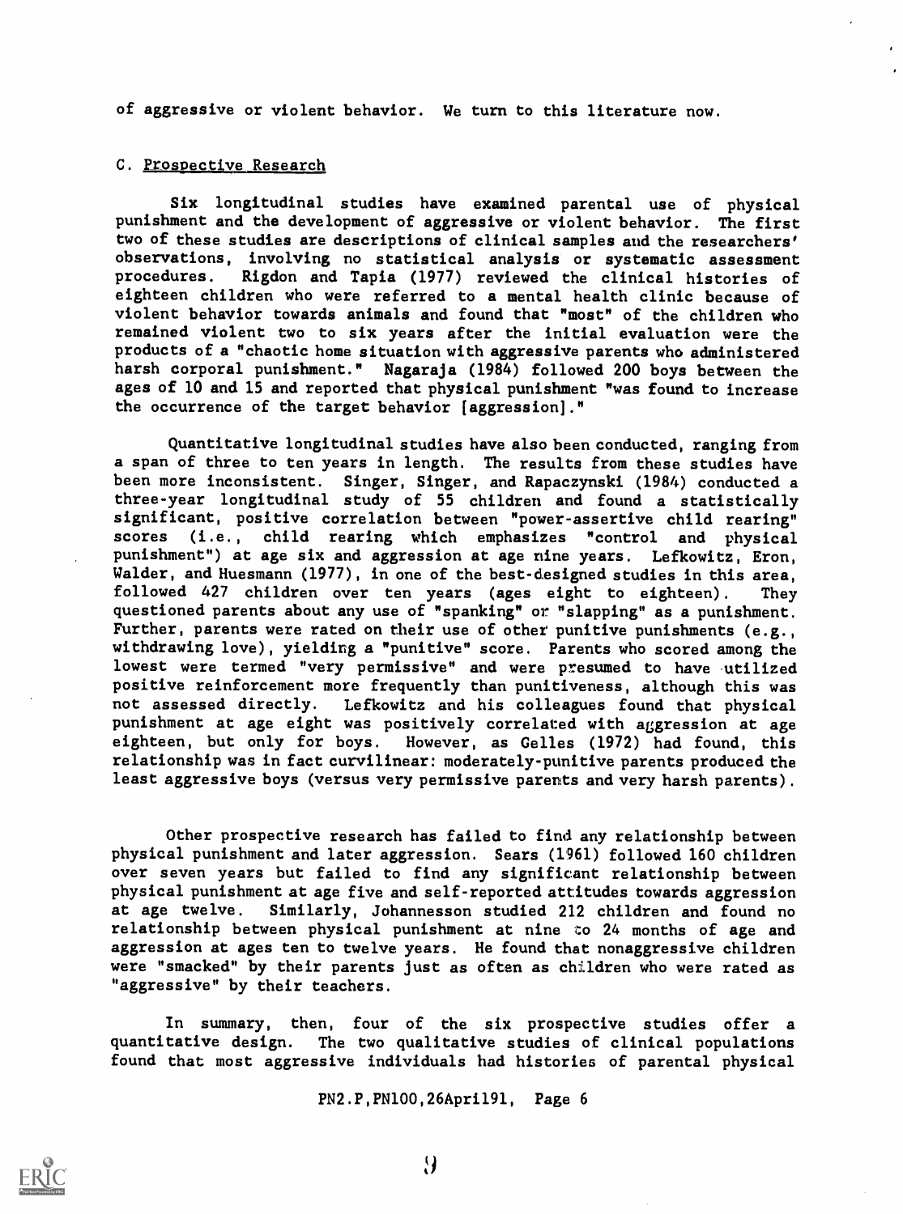of aggressive or violent behavior. We turn to this literature now.

### C. Prospective Research

Six longitudinal studies have examined parental use of physical punishment and the development of aggressive or violent behavior. The first two of these studies are descriptions of clinical samples and the researchers' observations, involving no statistical analysis or systematic assessment procedures. Rigdon and Tapia (1977) reviewed the clinical histories of eighteen children who were referred to a mental health clinic because of violent behavior towards animals and found that "most" of the children who remained violent two to six years after the initial evaluation were the products of a "chaotic home situation with aggressive parents who administered harsh corporal punishment." Nagaraja (1984) followed 200 boys between the ages of 10 and 15 and reported that physical punishment "was found to increase the occurrence of the target behavior [aggression]."

Quantitative longitudinal studies have also been conducted, ranging from a span of three to ten years in length. The results from these studies have been more inconsistent. Singer, Singer, and Rapaczynski (1984) conducted a three-year longitudinal study of 55 children and found a statistically significant, positive correlation between "power-assertive child rearing" scores (i.e., child rearing which emphasizes "control and physical punishment") at age six and aggression at age nine years. Lefkowitz, Eron, Walder, and Huesmann (1977), in one of the best-designed studies in this area, followed 427 children over ten years (ages eight to eighteen). They questioned parents about any use of "spanking" or "slapping" as a punishment. Further, parents were rated on their use of other punitive punishments (e.g., withdrawing love), yielding a "punitive" score. Parents who scored among the lowest were termed "very permissive" and were presumed to have utilized positive reinforcement more frequently than punitiveness, although this was not assessed directly. Lefkowitz and his colleagues found that physical punishment at age eight was positively correlated with aggression at age eighteen, but only for boys. However, as Gelles (1972) had found, this relationship was in fact curvilinear: moderately-punitive parents produced the least aggressive boys (versus very permissive parents and very harsh parents).

Other prospective research has failed to find any relationship between physical punishment and later aggression. Sears (1961) followed 160 children over seven years but failed to find any significant relationship between physical punishment at age five and self-reported attitudes towards aggression at age twelve. Similarly, Johannesson studied 212 children and found no relationship between physical punishment at nine to 24 months of age and aggression at ages ten to twelve years. He found that nonaggressive children were "smacked" by their parents just as often as children who were rated as "aggressive" by their teachers.

In summary, then, four of the six prospective studies offer a quantitative design. The two qualitative studies of clinical populations found that most aggressive individuals had histories of parental physical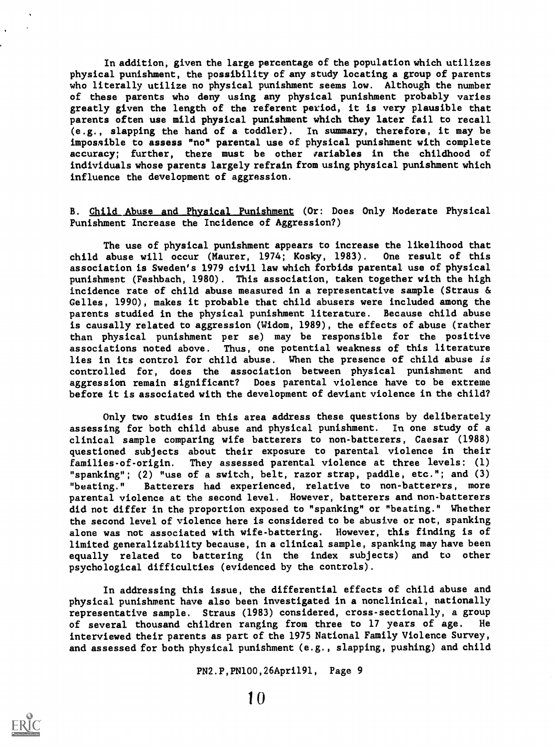In addition, given the large percentage of the population which utilizes physical punishment, the possibility of any study locating a group of parents who literally utilize no physical punishment seems low. Although the number of these parents who deny using any physical punishment probably varies greatly given the length of the referent period, it is very plausible that parents often use mild physical punishment which they later fail to recall (e.g., slapping the hand of a toddler). In summary, therefore, it may be impossible to assess "no" parental use of physical punishment with complete accuracy; further, there must be other variables in the childhood of individuals whose parents largely refrain from using physical punishment which influence the development of aggression.

B. <u>Child Abuse and Physical Punishment</u> (Or: Does Only Moderate Physical Punishment Increase the Incidence of Aggression?)

The use of physical punishment appears to increase the likelihood that child abuse will occur (Maurer, 1974; Kosky, 1983). One result of this association is Sweden's 1979 civil law which forbids parental use of physical punishment (Feshbach, 1980). This association, taken together with the high incidence rate of child abuse measured in a representative sample (Straus & Gelles, 1990), makes it probable that child abusers were included among the parents studied in the physical punishment literature. Because child abuse is causally related to aggression (Widom, 1989), the effects of abuse (rather than physical punishment per se) may be responsible for the positive associations noted above. Thus, one potential weakness of this literature lies in its control for child abuse. When the presence of child abuse *is* controlled for, does the association between physical punishment and aggression remain significant? Does parental violence have to be extreme before it is associated with the development of deviant violence in the child?

Only two studies in this area address these questions by deliberately assessing for both child abuse and physical punishment. In one study of a clinical sample comparing wife batterers to non-batterers, Caesar (1988) questioned subjects about their exposure to parental violence in their families-of-origin. They assessed parental violence at three levels: (1) "spanking"; (2) "use of a switch, belt, razor strap, paddle, etc."; and (3) "beating." Batterers had experienced, relative to non-batterers, more parental violence at the second level. However, batterers and non-batterers did not differ in the proportion exposed to "spanking" or "beating." Whether the second level of violence here is considered to be abusive or not, spanking alone was not associated with wife-battering. However, this finding is of limited generalizability because, in a clinical sample, spanking may have been equally related to battering (in the index subjects) and to other psychological difficulties (evidenced by the controls).

In addressing this issue, the differential effects of child abuse and physical punishment have also been investigated in a nonclinical, nationally representative sample. Straus (1983) considered, cross-sectionally, a group of several thousand children ranging from three to 17 years of age. He interviewed their parents as part of the 1975 National Family Violence Survey, and assessed for both physical punishment (e.g., slapping, pushing) and child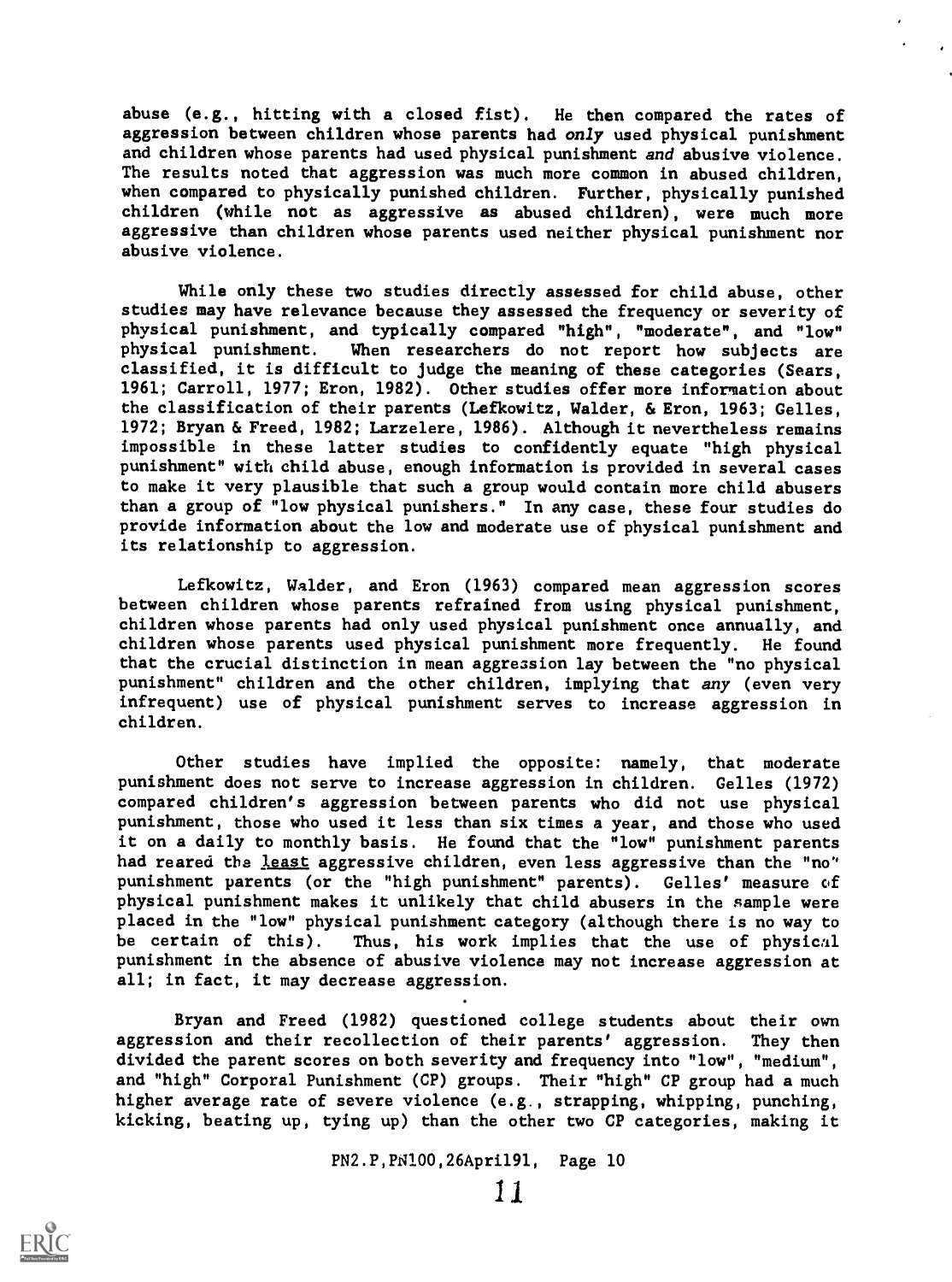abuse (e.g., hitting with a closed fist). He then compared the rates of aggression between children whose parents had *only* used physical punishment and children whose parents had used physical punishment *and* abusive violence. The results noted that aggression was much more common in abused children, when compared to physically punished children. Further, physically punished children (while not as aggressive as abused children), were much more aggressive than children whose parents used neither physical punishment nor abusive violence.

While only these two studies directly assessed for child abuse, other studies may have relevance because they assessed the frequency or severity of physical punishment, and typically compared "high", "moderate", and "low" physical punishment. When researchers do not report how subjects are classified, it is difficult to judge the meaning of these categories (Sears, 1961; Carroll, 1977; Eron, 1982). Other studies offer more information about the classification of their parents (Lefkowitz, Walder, & Eron, 1963; Gelles, 1972; Bryan & Freed, 1982; Larzelere, 1986). Although it nevertheless remains impossible in these latter studies to confidently equate "high physical punishment" with child abuse, enough information is provided in several cases to make it very plausible that such a group would contain more child abusers than a group of "low physical punishers." In any case, these four studies do provide information about the low and moderate use of physical punishment and its relationship to aggression.

Lefkowitz, Walder, and Eron (1963) compared mean aggression scores between children whose parents refrained from using physical punishment, children whose parents had only used physical punishment once annually, and children whose parents used physical punishment more frequently. He found that the crucial distinction in mean aggression lay between the "no physical punishment" children and the other children, implying that *any* (even very infrequent) use of physical punishment serves to increase aggression in children.

Other studies have implied the opposite: namely, that moderate punishment does not serve to increase aggression in children. Gelles (1972) compared children's aggression between parents who did not use physical punishment, those who used it less than six times a year, and those who used it on a daily to monthly basis. He found that the "low" punishment parents had reared the <u>least</u> aggressive children, even less aggressive than the "no" punishment parents (or the "high punishment" parents). Gelles' measure of physical punishment makes it unlikely that child abusers in the sample were placed in the "low" physical punishment category (although there is no way to be certain of this). Thus, his work implies that the use of physical punishment in the absence of abusive violence may not increase aggression at all; in fact, it may decrease aggression.

Bryan and Freed (1982) questioned college students about their own aggression and their recollection of their parents' aggression. They then divided the parent scores on both severity and frequency into "low", "medium", and "high" Corporal Punishment (CP) groups. Their "high" CP group had a much higher average rate of severe violence (e.g., strapping, whipping, punching, kicking, beating up, tying up) than the other two CP categories, making it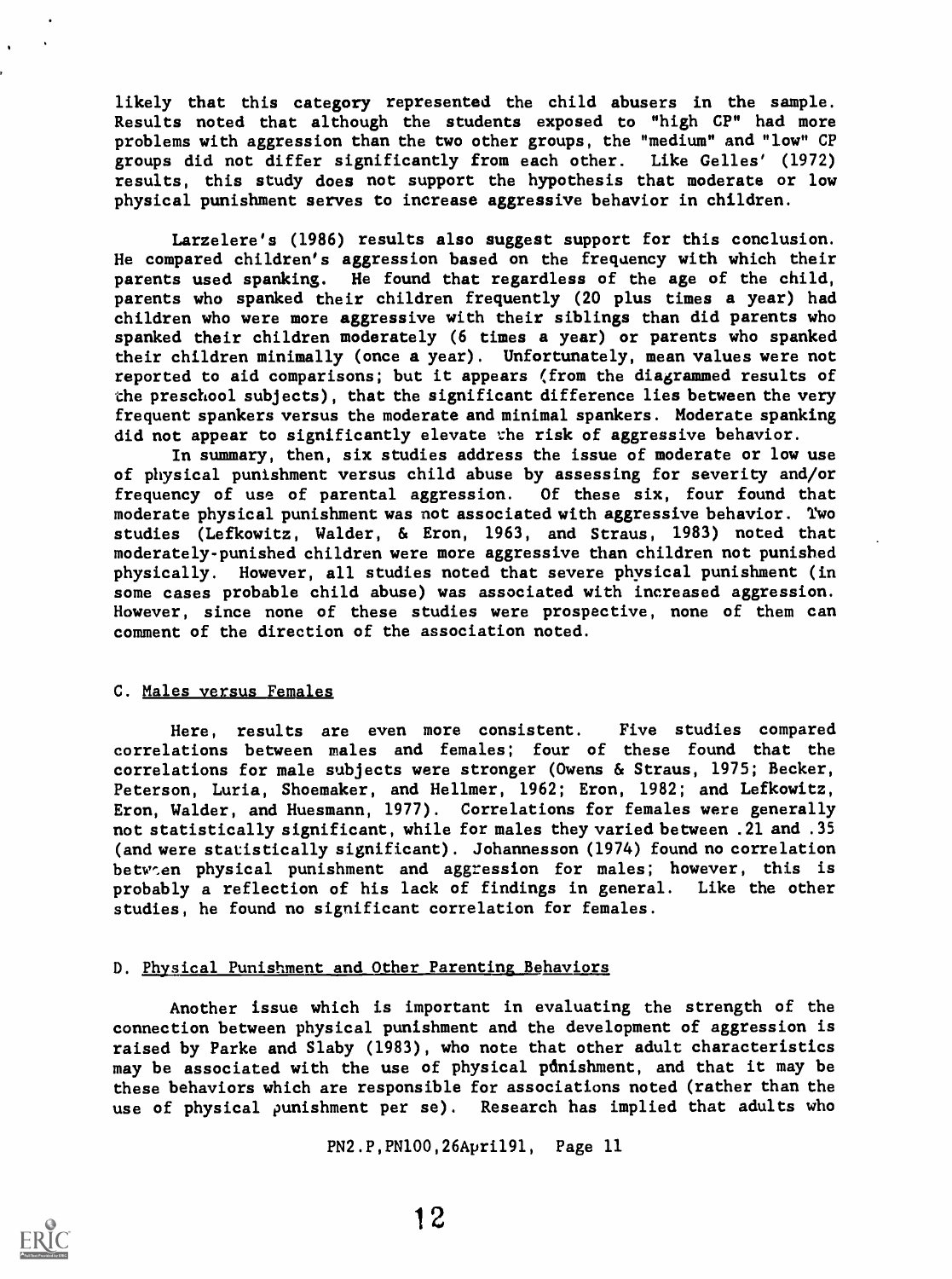likely that this category represented the child abusers in the sample. Results noted that although the students exposed to "high CP" had more problems with aggression than the two other groups, the "medium" and "low" CP groups did not differ significantly from each other. Like Gelles' (1972) results, this study does not support the hypothesis that moderate or low physical punishment serves to increase aggressive behavior in children.

Larzelere's (1986) results also suggest support for this conclusion. He compared children's aggression based on the frequency with which their parents used spanking. He found that regardless of the age of the child, parents who spanked their children frequently (20 plus times a year) had children who were more aggressive with their siblings than did parents who spanked their children moderately (6 times a year) or parents who spanked their children minimally (once a year). Unfortunately, mean values were not reported to aid comparisons; but it appears (from the diagrammed results of the preschool subjects), that the significant difference lies between the very frequent spankers versus the moderate and minimal spankers. Moderate spanking did not appear to significantly elevate the risk of aggressive behavior.

In summary, then, six studies address the issue of moderate or low use of physical punishment versus child abuse by assessing for severity and/or frequency of use of parental aggression. Of these six, four found that moderate physical punishment was not associated with aggressive behavior. Two studies (Lefkowitz, Walder, & Eron, 1963, and Straus, 1983) noted that moderately-punished children were more aggressive than children not punished physically. However, all studies noted that severe physical punishment (in some cases probable child abuse) was associated with increased aggression. However, since none of these studies were prospective, none of them can comment of the direction of the association noted.

## C. Males versus Females

Here, results are even more consistent. Five studies compared correlations between males and females; four of these found that the correlations for male subjects were stronger (Owens & Straus, 1975; Becker, Peterson, Luria, Shoemaker, and Hellmer, 1962; Eron, 1982; and Lefkowitz, Eron, Walder, and Huesmann, 1977). Correlations for females were generally not statistically significant, while for males they varied between .21 and .35 (and were statistically significant). Johannesson (1974) found no correlation between physical punishment and aggression for males; however, this is probably a reflection of his lack of findings in general. Like the other studies, he found no significant correlation for females.

## D. Physical Punishment and Other Parenting Behaviors

Another issue which is important in evaluating the strength of the connection between physical punishment and the development of aggression is raised by Parke and Slaby (1983), who note that other adult characteristics may be associated with the use of physical punishment, and that it may be these behaviors which are responsible for associations noted (rather than the use of physical punishment per se). Research has implied that adults who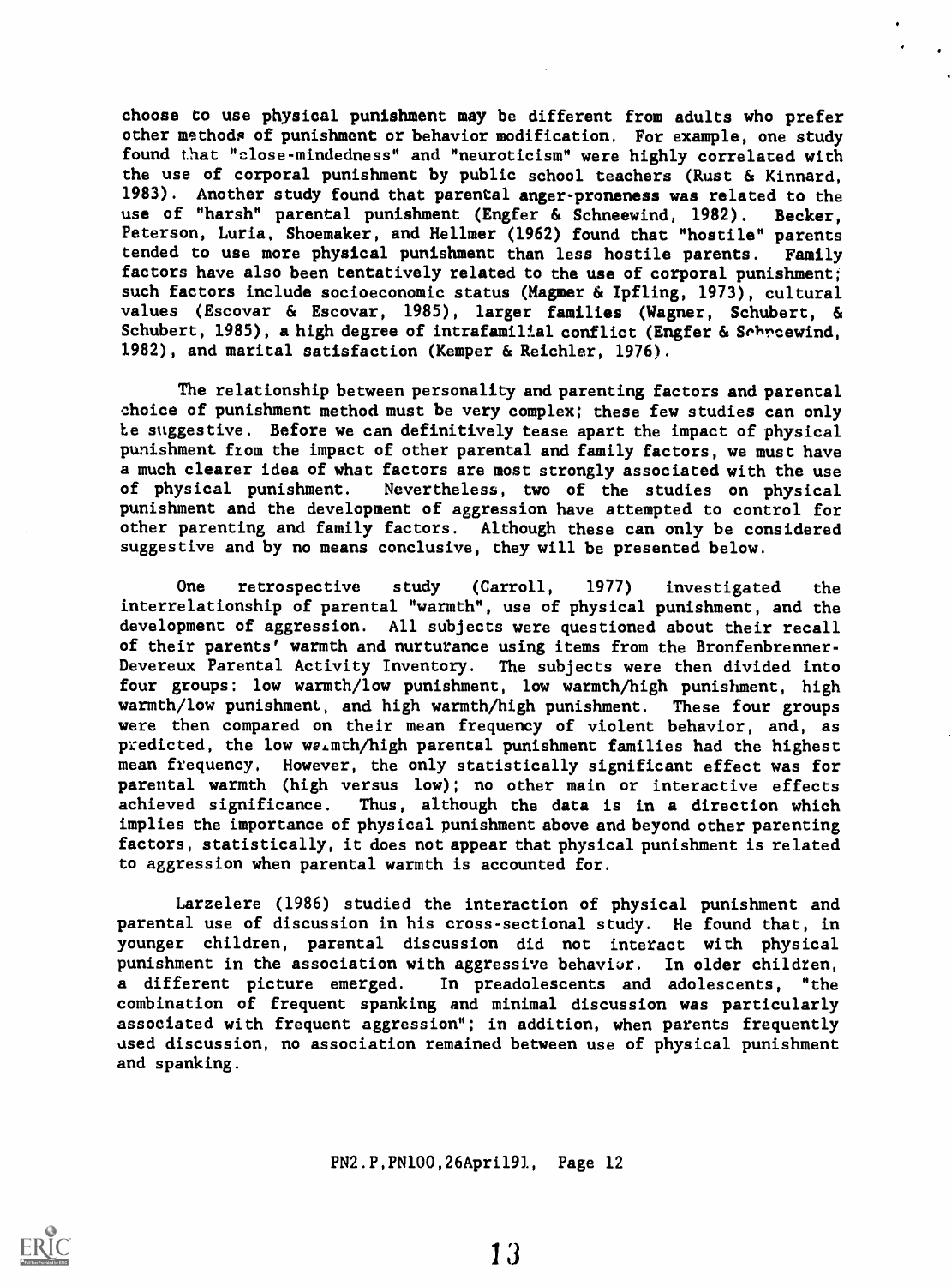choose to use physical punishment may be different from adults who prefer other methods of punishment or behavior modification. For example, one study found that "close-mindedness" and "neuroticism" were highly correlated with the use of corporal punishment by public school teachers (Rust & Kinnard, 1983). Another study found that parental anger-proneness was related to the use of "harsh" parental punishment (Engfer & Schneewind, 1982). Becker, Peterson, Luria, Shoemaker, and Hellmer (1962) found that "hostile" parents tended to use more physical punishment than less hostile parents. Family factors have also been tentatively related to the use of corporal punishment; such factors include socioeconomic status (Magmer & Ipfling, 1973), cultural values (Escovar & Escovar, 1985), larger families (Wagner, Schubert, & Schubert, 1985), a high degree of intrafamilial conflict (Engfer & Schneewind, 1982), and marital satisfaction (Kemper & Reichler, 1976).

The relationship between personality and parenting factors and parental choice of punishment method must be very complex; these few studies can only be suggestive. Before we can definitively tease apart the impact of physical punishment from the impact of other parental and family factors, we must have a much clearer idea of what factors are most strongly associated with the use of physical punishment. Nevertheless, two of the studies on physical punishment and the development of aggression have attempted to control for other parenting and family factors. Although these can only be considered suggestive and by no means conclusive, they will be presented below.

One retrospective study (Carroll, 1977) investigated the interrelationship of parental "warmth", use of physical punishment, and the development of aggression. All subjects were questioned about their recall of their parents' warmth and nurturance using items from the Bronfenbrenner-Devereux Parental Activity Inventory. The subjects were then divided into four groups: low warmth/low punishment, low warmth/high punishment, high warmth/low punishment, and high warmth/high punishment. These four groups were then compared on their mean frequency of violent behavior, and, as predicted, the low warmth/high parental punishment families had the highest mean frequency. However, the only statistically significant effect was for parental warmth (high versus low); no other main or interactive effects achieved significance. Thus, although the data is in a direction which implies the importance of physical punishment above and beyond other parenting factors, statistically, it does not appear that physical punishment is related to aggression when parental warmth is accounted for.

Larzelere (1986) studied the interaction of physical punishment and parental use of discussion in his cross-sectional study. He found that, in younger children, parental discussion did not interact with physical punishment in the association with aggressive behavior. In older children, a different picture emerged. In preadolescents and adolescents, "the combination of frequent spanking and minimal discussion was particularly associated with frequent aggression"; in addition, when parents frequently used discussion, no association remained between use of physical punishment and spanking.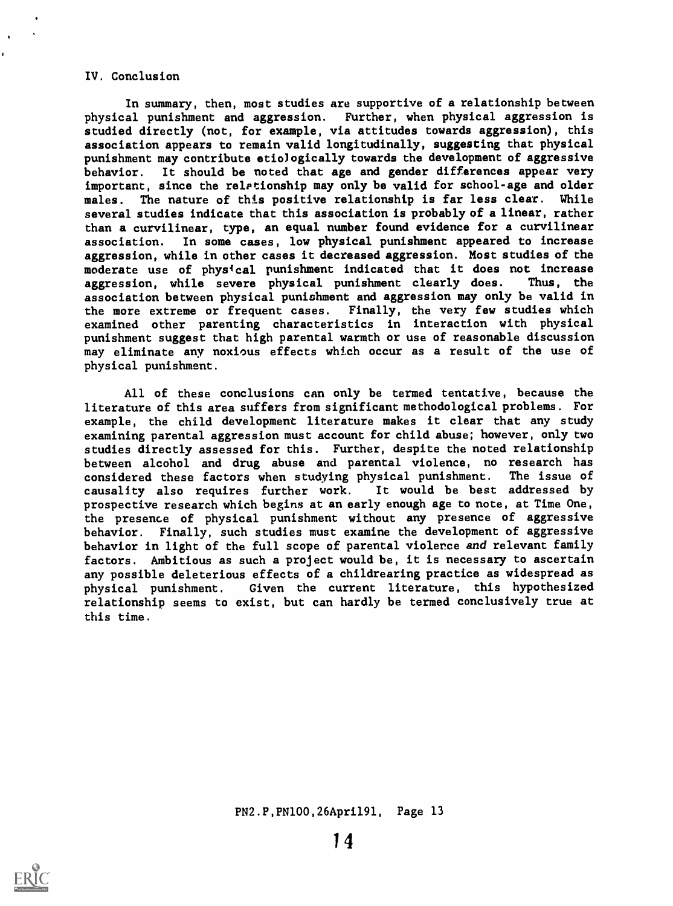## IV. Conclusion

In summary, then, most studies are supportive of a relationship between physical punishment and aggression. Further, when physical aggression is studied directly (not, for example, via attitudes towards aggression), this association appears to remain valid longitudinally, suggesting that physical punishment may contribute etiologically towards the development of aggressive behavior. It should be noted that age and gender differences appear very important, since the relationship may only be valid for school-age and older males. The nature of this positive relationship is far less clear. While several studies indicate that this association is probably of a linear, rather than a curvilinear, type, an equal number found evidence for a curvilinear association. In some cases, low physical punishment appeared to increase aggression, while in other cases it decreased aggression. Most studies of the moderate use of physical punishment indicated that it does not increase aggression, while severe physical punishment clearly does. Thus, the association between physical punishment and aggression may only be valid in the more extreme or frequent cases. Finally, the very few studies which examined other parenting characteristics in interaction with physical punishment suggest that high parental warmth or use of reasonable discussion may eliminate any noxious effects which occur as a result of the use of physical punishment.

All of these conclusions can only be termed tentative, because the literature of this area suffers from significant methodological problems. For example, the child development literature makes it clear that any study examining parental aggression must account for child abuse; however, only two studies directly assessed for this. Further, despite the noted relationship between alcohol and drug abuse and parental violence, no research has considered these factors when studying physical punishment. The issue of causality also requires further work. It would be best addressed by prospective research which begins at an early enough age to note, at Time One, the presence of physical punishment without any presence of aggressive behavior. Finally, such studies must examine the development of aggressive behavior in light of the full scope of parental violence *and* relevant family factors. Ambitious as such a project would be, it is necessary to ascertain any possible deleterious effects of a childrearing practice as widespread as physical punishment. Given the current literature, this hypothesized relationship seems to exist, but can hardly be termed conclusively true at this time.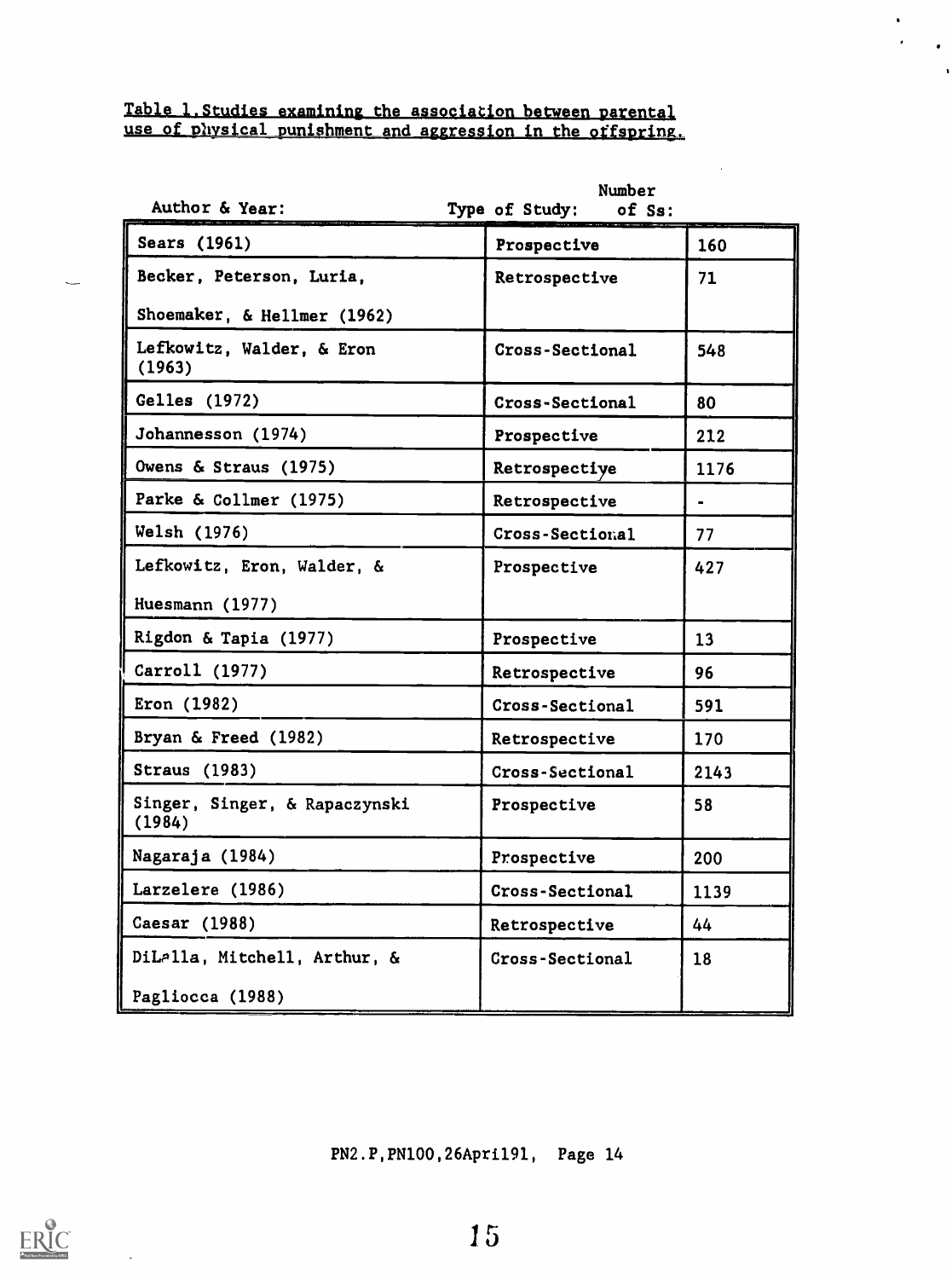Table 1. Studies examining the association between parental use of physical punishment and aggression in the offspring.

| Author & Year: | Type of Study: | Number of Ss: |
|---|---|---|
| Sears (1961) | Prospective | 160 |
| Becker, Peterson, Luria, Shoemaker, & Hellmer (1962) | Retrospective | 71 |
| Lefkowitz, Walder, & Eron (1963) | Cross-Sectional | 548 |
| Gelles (1972) | Cross-Sectional | 80 |
| Johannesson (1974) | Prospective | 212 |
| Owens & Straus (1975) | Retrospective | 1176 |
| Parke & Collmer (1975) | Retrospective | - |
| Welsh (1976) | Cross-Sectional | 77 |
| Lefkowitz, Eron, Walder, & Huesmann (1977) | Prospective | 427 |
| Rigdon & Tapia (1977) | Prospective | 13 |
| Carroll (1977) | Retrospective | 96 |
| Eron (1982) | Cross-Sectional | 591 |
| Bryan & Freed (1982) | Retrospective | 170 |
| Straus (1983) | Cross-Sectional | 2143 |
| Singer, Singer, & Rapaczynski (1984) | Prospective | 58 |
| Nagaraja (1984) | Prospective | 200 |
| Larzelere (1986) | Cross-Sectional | 1139 |
| Caesar (1988) | Retrospective | 44 |
| DiLalla, Mitchell, Arthur, & Pagliocca (1988) | Cross-Sectional | 18 |

PN2.P,PN100,26April91, Page 14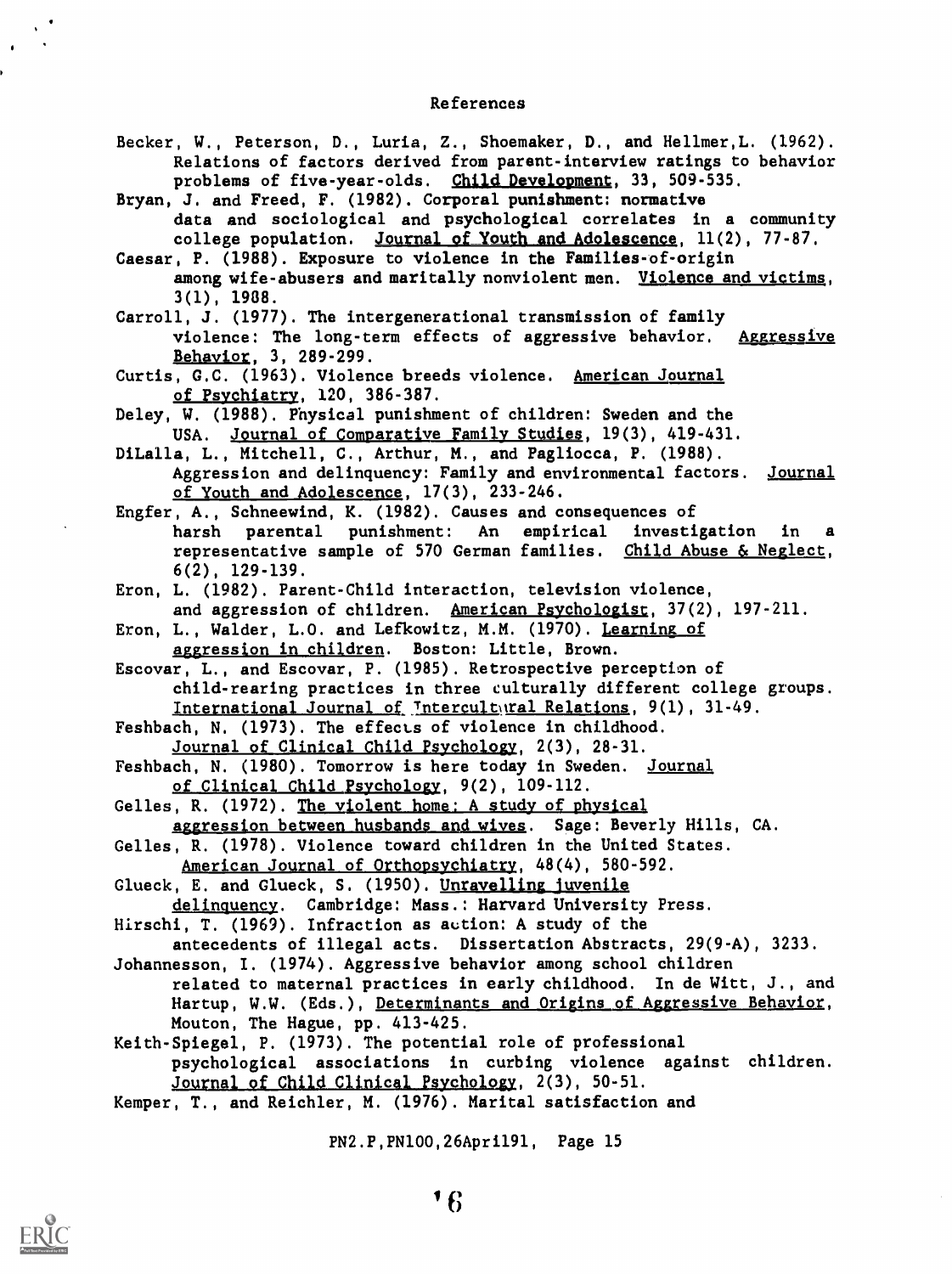## References

Becker, W., Peterson, D., Luria, Z., Shoemaker, D., and Hellmer,L. (1962). Relations of factors derived from parent-interview ratings to behavior problems of five-year-olds. Child Development, 33, 509-535.

Bryan, J. and Freed, F. (1982). Corporal punishment: normative data and sociological and psychological correlates in a community college population. Journal of Youth and Adolescence, 11(2), 77-87.

Caesar, P. (1988). Exposure to violence in the Families-of-origin among wife-abusers and maritally nonviolent men. Violence and victims, 3(1), 1988.

Carroll, J. (1977). The intergenerational transmission of family violence: The long-term effects of aggressive behavior. Aggressive Behavior, 3, 289-299.

Curtis, G.C. (1963). Violence breeds violence. American Journal of Psychiatry, 120, 386-387.

Deley, W. (1988). Physical punishment of children: Sweden and the USA. Journal of Comparative Family Studies, 19(3), 419-431.

DiLalla, L., Mitchell, C., Arthur, M., and Pagliocca, P. (1988). Aggression and delinquency: Family and environmental factors. Journal of Youth and Adolescence, 17(3), 233-246.

Engfer, A., Schneewind, K. (1982). Causes and consequences of harsh parental punishment: An empirical investigation in a representative sample of 570 German families. Child Abuse & Neglect, 6(2), 129-139.

Eron, L. (1982). Parent-Child interaction, television violence, and aggression of children. American Psychologist, 37(2), 197-211.

Eron, L., Walder, L.O. and Lefkowitz, M.M. (1970). Learning of aggression in children. Boston: Little, Brown.

Escovar, L., and Escovar, P. (1985). Retrospective perception of child-rearing practices in three culturally different college groups. International Journal of Intercultural Relations, 9(1), 31-49.

Feshbach, N. (1973). The effects of violence in childhood. Journal of Clinical Child Psychology, 2(3), 28-31.

Feshbach, N. (1980). Tomorrow is here today in Sweden. Journal of Clinical Child Psychology, 9(2), 109-112.

Gelles, R. (1972). The violent home: A study of physical aggression between husbands and wives. Sage: Beverly Hills, CA.

Gelles, R. (1978). Violence toward children in the United States. American Journal of Orthopsychiatry, 48(4), 580-592.

Glueck, E. and Glueck, S. (1950). Unravelling juvenile delinquency. Cambridge: Mass.: Harvard University Press.

Hirschi, T. (1969). Infraction as action: A study of the antecedents of illegal acts. Dissertation Abstracts, 29(9-A), 3233.

Johannesson, I. (1974). Aggressive behavior among school children related to maternal practices in early childhood. In de Witt, J., and Hartup, W.W. (Eds.), Determinants and Origins of Aggressive Behavior, Mouton, The Hague, pp. 413-425.

Keith-Spiegel, P. (1973). The potential role of professional psychological associations in curbing violence against children. Journal of Child Clinical Psychology, 2(3), 50-51.

Kemper, T., and Reichler, M. (1976). Marital satisfaction and

PN2.P,PN100,26April91, Page 15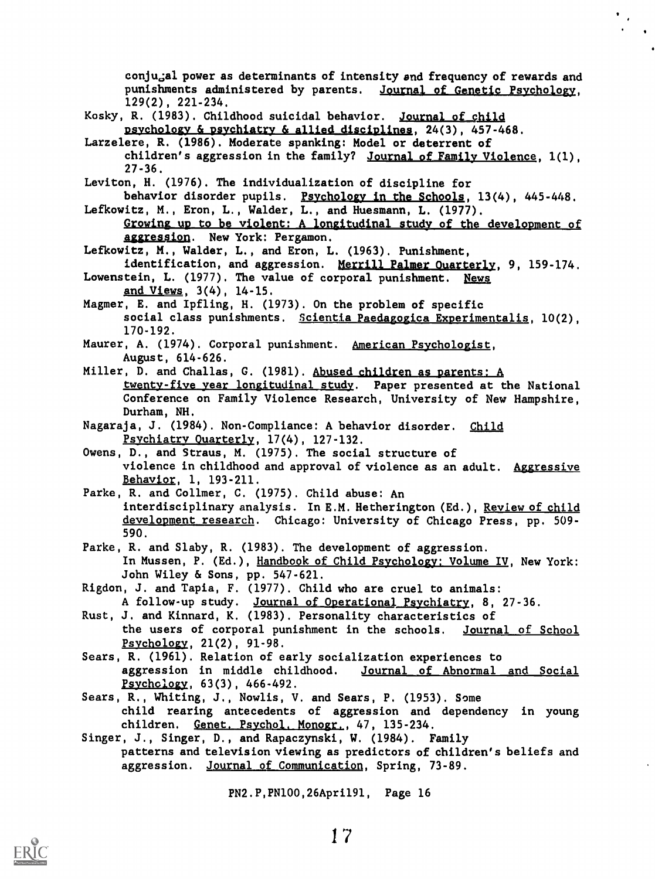conjugal power as determinants of intensity and frequency of rewards and punishments administered by parents. Journal of Genetic Psychology, 129(2), 221-234.

Kosky, R. (1983). Childhood suicidal behavior. Journal of child psychology & psychiatry & allied disciplines, 24(3), 457-468.

Larzelere, R. (1986). Moderate spanking: Model or deterrent of children's aggression in the family? Journal of Family Violence, 1(1), 27-36.

Leviton, H. (1976). The individualization of discipline for behavior disorder pupils. Psychology in the Schools, 13(4), 445-448.

Lefkowitz, M., Eron, L., Walder, L., and Huesmann, L. (1977). Growing up to be violent: A longitudinal study of the development of aggression. New York: Pergamon.

Lefkowitz, M., Walder, L., and Eron, L. (1963). Punishment, identification, and aggression. Merrill Palmer Quarterly, 9, 159-174.

Lowenstein, L. (1977). The value of corporal punishment. News and Views, 3(4), 14-15.

Magmer, E. and Ipfling, H. (1973). On the problem of specific social class punishments. Scientia Paedagogica Experimentalis, 10(2), 170-192.

Maurer, A. (1974). Corporal punishment. American Psychologist, August, 614-626.

Miller, D. and Challas, G. (1981). Abused children as parents: A twenty-five year longitudinal study. Paper presented at the National Conference on Family Violence Research, University of New Hampshire, Durham, NH.

Nagaraja, J. (1984). Non-Compliance: A behavior disorder. Child Psychiatry Quarterly, 17(4), 127-132.

Owens, D., and Straus, M. (1975). The social structure of violence in childhood and approval of violence as an adult. Aggressive Behavior, 1, 193-211.

Parke, R. and Collmer, C. (1975). Child abuse: An interdisciplinary analysis. In E.M. Hetherington (Ed.), Review of child development research. Chicago: University of Chicago Press, pp. 509-590.

Parke, R. and Slaby, R. (1983). The development of aggression. In Mussen, P. (Ed.), Handbook of Child Psychology: Volume IV, New York: John Wiley & Sons, pp. 547-621.

Rigdon, J. and Tapia, F. (1977). Child who are cruel to animals: A follow-up study. Journal of Operational Psychiatry, 8, 27-36.

Rust, J. and Kinnard, K. (1983). Personality characteristics of the users of corporal punishment in the schools. Journal of School Psychology, 21(2), 91-98.

Sears, R. (1961). Relation of early socialization experiences to aggression in middle childhood. Journal of Abnormal and Social Psychology, 63(3), 466-492.

Sears, R., Whiting, J., Nowlis, V. and Sears, P. (1953). Some child rearing antecedents of aggression and dependency in young children. Genet. Psychol. Monogr., 47, 135-234.

Singer, J., Singer, D., and Rapaczynski, W. (1984). Family patterns and television viewing as predictors of children's beliefs and aggression. Journal of Communication, Spring, 73-89.

PN2.P,PN100,26April91, Page 16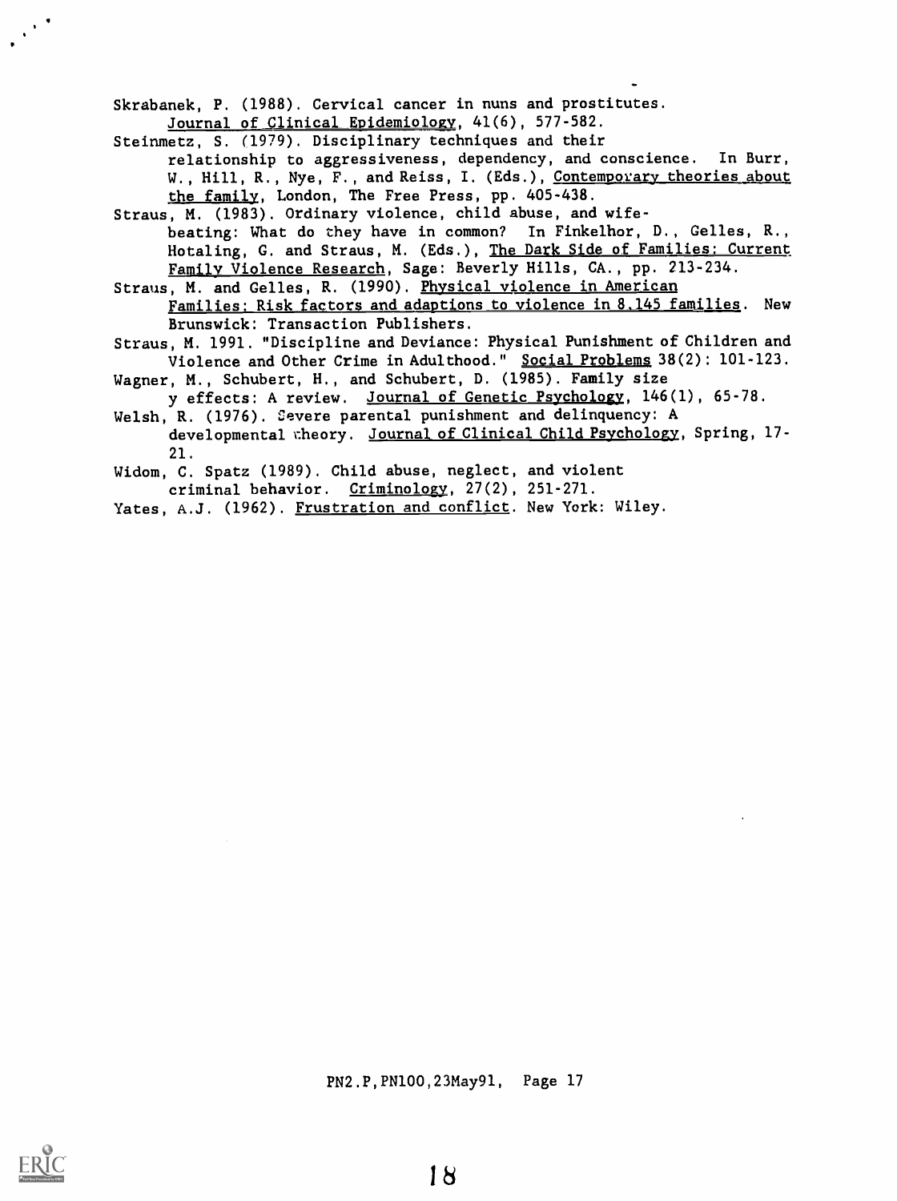Skrabanek, P. (1988). Cervical cancer in nuns and prostitutes. Journal of Clinical Epidemiology, 41(6), 577-582.

Steinmetz, S. (1979). Disciplinary techniques and their relationship to aggressiveness, dependency, and conscience. In Burr, W., Hill, R., Nye, F., and Reiss, I. (Eds.), Contemporary theories about the family, London, The Free Press, pp. 405-438.

Straus, M. (1983). Ordinary violence, child abuse, and wife-beating: What do they have in common? In Finkelhor, D., Gelles, R., Hotaling, G. and Straus, M. (Eds.), The Dark Side of Families: Current Family Violence Research, Sage: Beverly Hills, CA., pp. 213-234.

Straus, M. and Gelles, R. (1990). Physical violence in American Families: Risk factors and adaptions to violence in 8,145 families. New Brunswick: Transaction Publishers.

Straus, M. 1991. "Discipline and Deviance: Physical Punishment of Children and Violence and Other Crime in Adulthood." Social Problems 38(2): 101-123.

Wagner, M., Schubert, H., and Schubert, D. (1985). Family size y effects: A review. Journal of Genetic Psychology, 146(1), 65-78.

Welsh, R. (1976). Severe parental punishment and delinquency: A developmental theory. Journal of Clinical Child Psychology, Spring, 17-21.

Widom, C. Spatz (1989). Child abuse, neglect, and violent criminal behavior. Criminology, 27(2), 251-271.

Yates, A.J. (1962). Frustration and conflict. New York: Wiley.

PN2.P,PN100,23May91, Page 17